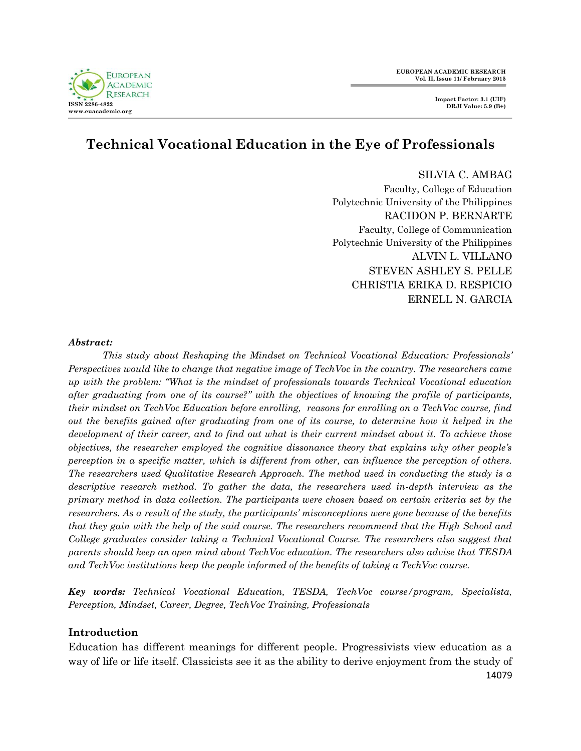# Technical Vocational Education in the Eye of Professionals

SILVIA C. AMBAG
Faculty, College of Education
Polytechnic University of the Philippines
RACIDON P. BERNARTE
Faculty, College of Communication
Polytechnic University of the Philippines
ALVIN L. VILLANO
STEVEN ASHLEY S. PELLE
CHRISTIA ERIKA D. RESPICIO
ERNELL N. GARCIA

***Abstract:***

*This study about Reshaping the Mindset on Technical Vocational Education: Professionals' Perspectives would like to change that negative image of TechVoc in the country. The researchers came up with the problem: "What is the mindset of professionals towards Technical Vocational education after graduating from one of its course?" with the objectives of knowing the profile of participants, their mindset on TechVoc Education before enrolling, reasons for enrolling on a TechVoc course, find out the benefits gained after graduating from one of its course, to determine how it helped in the development of their career, and to find out what is their current mindset about it. To achieve those objectives, the researcher employed the cognitive dissonance theory that explains why other people's perception in a specific matter, which is different from other, can influence the perception of others. The researchers used Qualitative Research Approach. The method used in conducting the study is a descriptive research method. To gather the data, the researchers used in-depth interview as the primary method in data collection. The participants were chosen based on certain criteria set by the researchers. As a result of the study, the participants' misconceptions were gone because of the benefits that they gain with the help of the said course. The researchers recommend that the High School and College graduates consider taking a Technical Vocational Course. The researchers also suggest that parents should keep an open mind about TechVoc education. The researchers also advise that TESDA and TechVoc institutions keep the people informed of the benefits of taking a TechVoc course.*

**Key words:** *Technical Vocational Education, TESDA, TechVoc course/program, Specialista, Perception, Mindset, Career, Degree, TechVoc Training, Professionals*

## Introduction

Education has different meanings for different people. Progressivists view education as a way of life or life itself. Classicists see it as the ability to derive enjoyment from the study of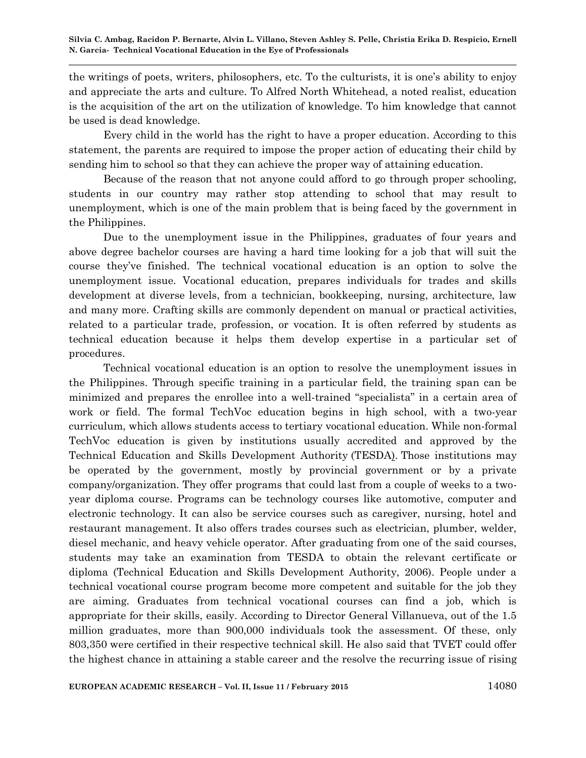the writings of poets, writers, philosophers, etc. To the culturists, it is one's ability to enjoy and appreciate the arts and culture. To Alfred North Whitehead, a noted realist, education is the acquisition of the art on the utilization of knowledge. To him knowledge that cannot be used is dead knowledge.

Every child in the world has the right to have a proper education. According to this statement, the parents are required to impose the proper action of educating their child by sending him to school so that they can achieve the proper way of attaining education.

Because of the reason that not anyone could afford to go through proper schooling, students in our country may rather stop attending to school that may result to unemployment, which is one of the main problem that is being faced by the government in the Philippines.

Due to the unemployment issue in the Philippines, graduates of four years and above degree bachelor courses are having a hard time looking for a job that will suit the course they've finished. The technical vocational education is an option to solve the unemployment issue. Vocational education, prepares individuals for trades and skills development at diverse levels, from a technician, bookkeeping, nursing, architecture, law and many more. Crafting skills are commonly dependent on manual or practical activities, related to a particular trade, profession, or vocation. It is often referred by students as technical education because it helps them develop expertise in a particular set of procedures.

Technical vocational education is an option to resolve the unemployment issues in the Philippines. Through specific training in a particular field, the training span can be minimized and prepares the enrollee into a well-trained "specialista" in a certain area of work or field. The formal TechVoc education begins in high school, with a two-year curriculum, which allows students access to tertiary vocational education. While non-formal TechVoc education is given by institutions usually accredited and approved by the Technical Education and Skills Development Authority (TESDA). Those institutions may be operated by the government, mostly by provincial government or by a private company/organization. They offer programs that could last from a couple of weeks to a two-year diploma course. Programs can be technology courses like automotive, computer and electronic technology. It can also be service courses such as caregiver, nursing, hotel and restaurant management. It also offers trades courses such as electrician, plumber, welder, diesel mechanic, and heavy vehicle operator. After graduating from one of the said courses, students may take an examination from TESDA to obtain the relevant certificate or diploma (Technical Education and Skills Development Authority, 2006). People under a technical vocational course program become more competent and suitable for the job they are aiming. Graduates from technical vocational courses can find a job, which is appropriate for their skills, easily. According to Director General Villanueva, out of the 1.5 million graduates, more than 900,000 individuals took the assessment. Of these, only 803,350 were certified in their respective technical skill. He also said that TVET could offer the highest chance in attaining a stable career and the resolve the recurring issue of rising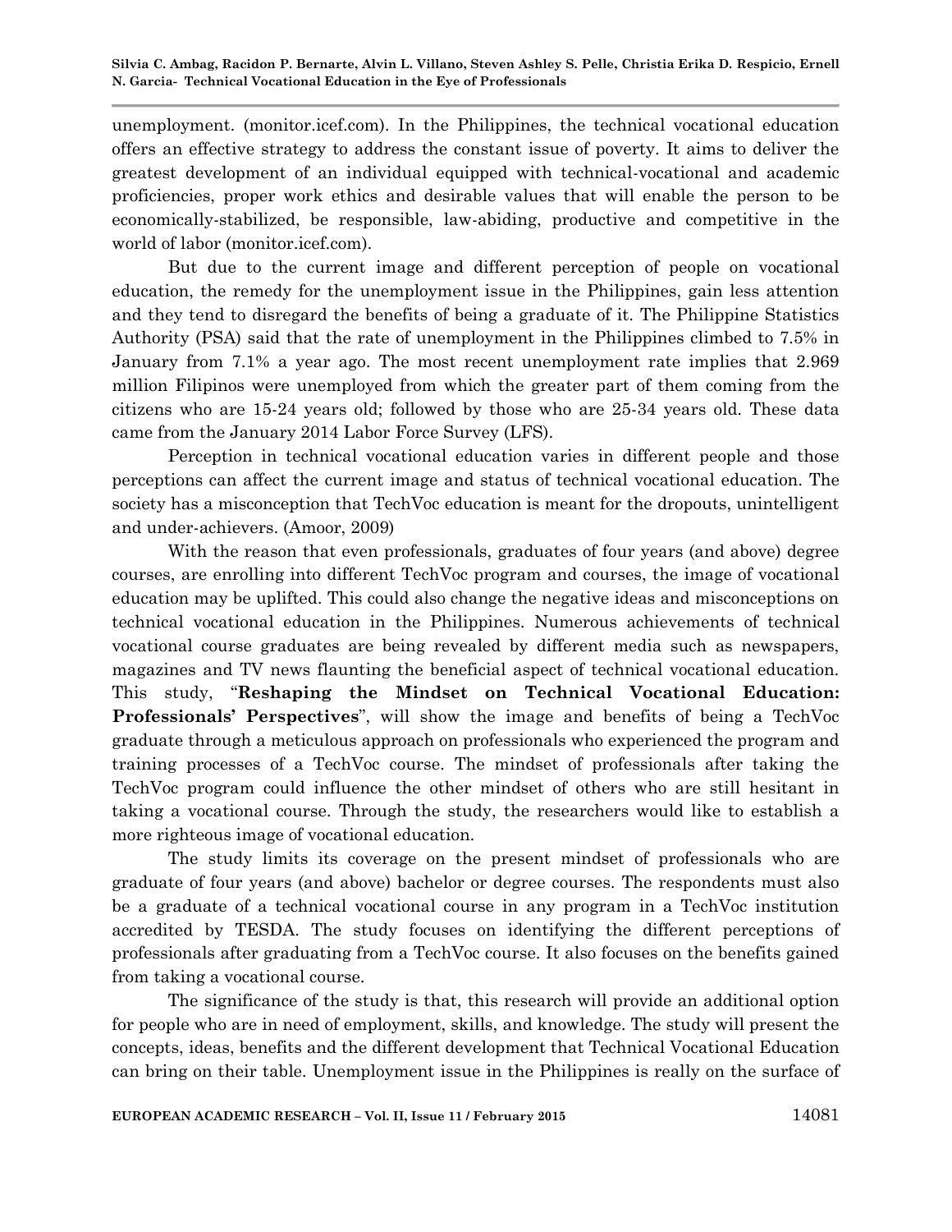unemployment. (monitor.icef.com). In the Philippines, the technical vocational education offers an effective strategy to address the constant issue of poverty. It aims to deliver the greatest development of an individual equipped with technical-vocational and academic proficiencies, proper work ethics and desirable values that will enable the person to be economically-stabilized, be responsible, law-abiding, productive and competitive in the world of labor (monitor.icef.com).

But due to the current image and different perception of people on vocational education, the remedy for the unemployment issue in the Philippines, gain less attention and they tend to disregard the benefits of being a graduate of it. The Philippine Statistics Authority (PSA) said that the rate of unemployment in the Philippines climbed to 7.5% in January from 7.1% a year ago. The most recent unemployment rate implies that 2.969 million Filipinos were unemployed from which the greater part of them coming from the citizens who are 15-24 years old; followed by those who are 25-34 years old. These data came from the January 2014 Labor Force Survey (LFS).

Perception in technical vocational education varies in different people and those perceptions can affect the current image and status of technical vocational education. The society has a misconception that TechVoc education is meant for the dropouts, unintelligent and under-achievers. (Amoor, 2009)

With the reason that even professionals, graduates of four years (and above) degree courses, are enrolling into different TechVoc program and courses, the image of vocational education may be uplifted. This could also change the negative ideas and misconceptions on technical vocational education in the Philippines. Numerous achievements of technical vocational course graduates are being revealed by different media such as newspapers, magazines and TV news flaunting the beneficial aspect of technical vocational education. This study, "**Reshaping the Mindset on Technical Vocational Education: Professionals' Perspectives**", will show the image and benefits of being a TechVoc graduate through a meticulous approach on professionals who experienced the program and training processes of a TechVoc course. The mindset of professionals after taking the TechVoc program could influence the other mindset of others who are still hesitant in taking a vocational course. Through the study, the researchers would like to establish a more righteous image of vocational education.

The study limits its coverage on the present mindset of professionals who are graduate of four years (and above) bachelor or degree courses. The respondents must also be a graduate of a technical vocational course in any program in a TechVoc institution accredited by TESDA. The study focuses on identifying the different perceptions of professionals after graduating from a TechVoc course. It also focuses on the benefits gained from taking a vocational course.

The significance of the study is that, this research will provide an additional option for people who are in need of employment, skills, and knowledge. The study will present the concepts, ideas, benefits and the different development that Technical Vocational Education can bring on their table. Unemployment issue in the Philippines is really on the surface of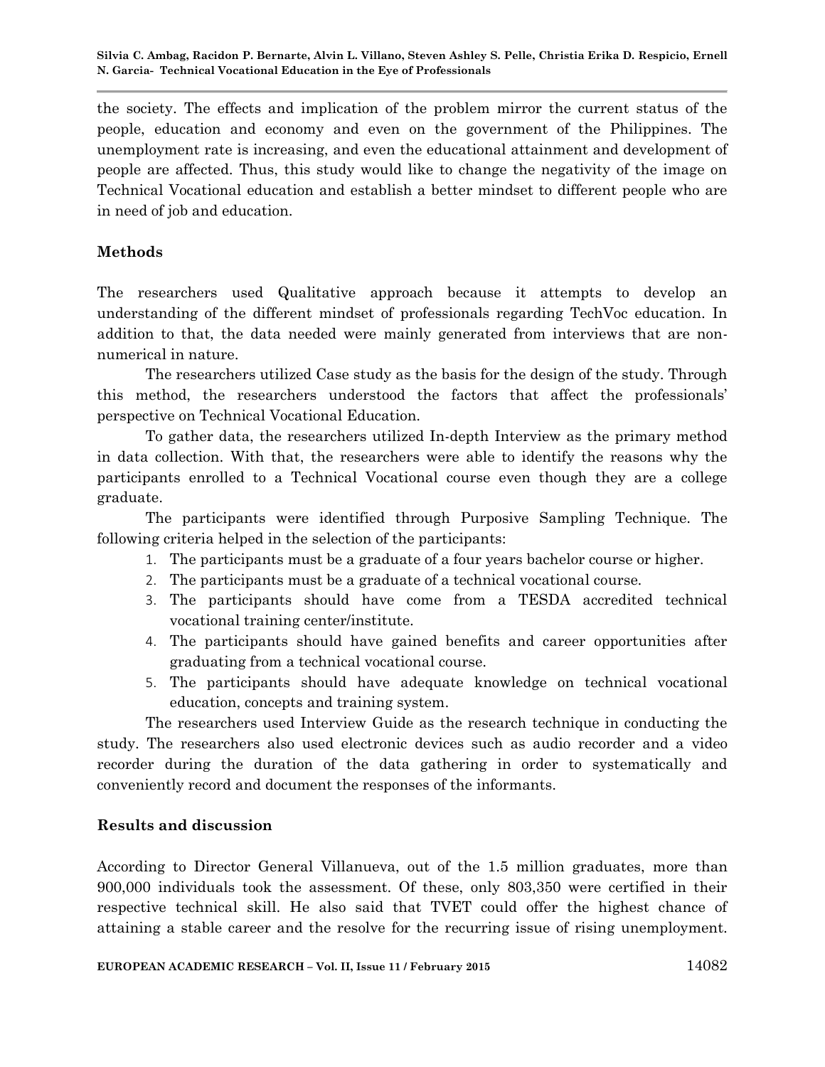the society. The effects and implication of the problem mirror the current status of the people, education and economy and even on the government of the Philippines. The unemployment rate is increasing, and even the educational attainment and development of people are affected. Thus, this study would like to change the negativity of the image on Technical Vocational education and establish a better mindset to different people who are in need of job and education.

## Methods

The researchers used Qualitative approach because it attempts to develop an understanding of the different mindset of professionals regarding TechVoc education. In addition to that, the data needed were mainly generated from interviews that are non-numerical in nature.

The researchers utilized Case study as the basis for the design of the study. Through this method, the researchers understood the factors that affect the professionals' perspective on Technical Vocational Education.

To gather data, the researchers utilized In-depth Interview as the primary method in data collection. With that, the researchers were able to identify the reasons why the participants enrolled to a Technical Vocational course even though they are a college graduate.

The participants were identified through Purposive Sampling Technique. The following criteria helped in the selection of the participants:

1. The participants must be a graduate of a four years bachelor course or higher.
2. The participants must be a graduate of a technical vocational course.
3. The participants should have come from a TESDA accredited technical vocational training center/institute.
4. The participants should have gained benefits and career opportunities after graduating from a technical vocational course.
5. The participants should have adequate knowledge on technical vocational education, concepts and training system.

The researchers used Interview Guide as the research technique in conducting the study. The researchers also used electronic devices such as audio recorder and a video recorder during the duration of the data gathering in order to systematically and conveniently record and document the responses of the informants.

## Results and discussion

According to Director General Villanueva, out of the 1.5 million graduates, more than 900,000 individuals took the assessment. Of these, only 803,350 were certified in their respective technical skill. He also said that TVET could offer the highest chance of attaining a stable career and the resolve for the recurring issue of rising unemployment.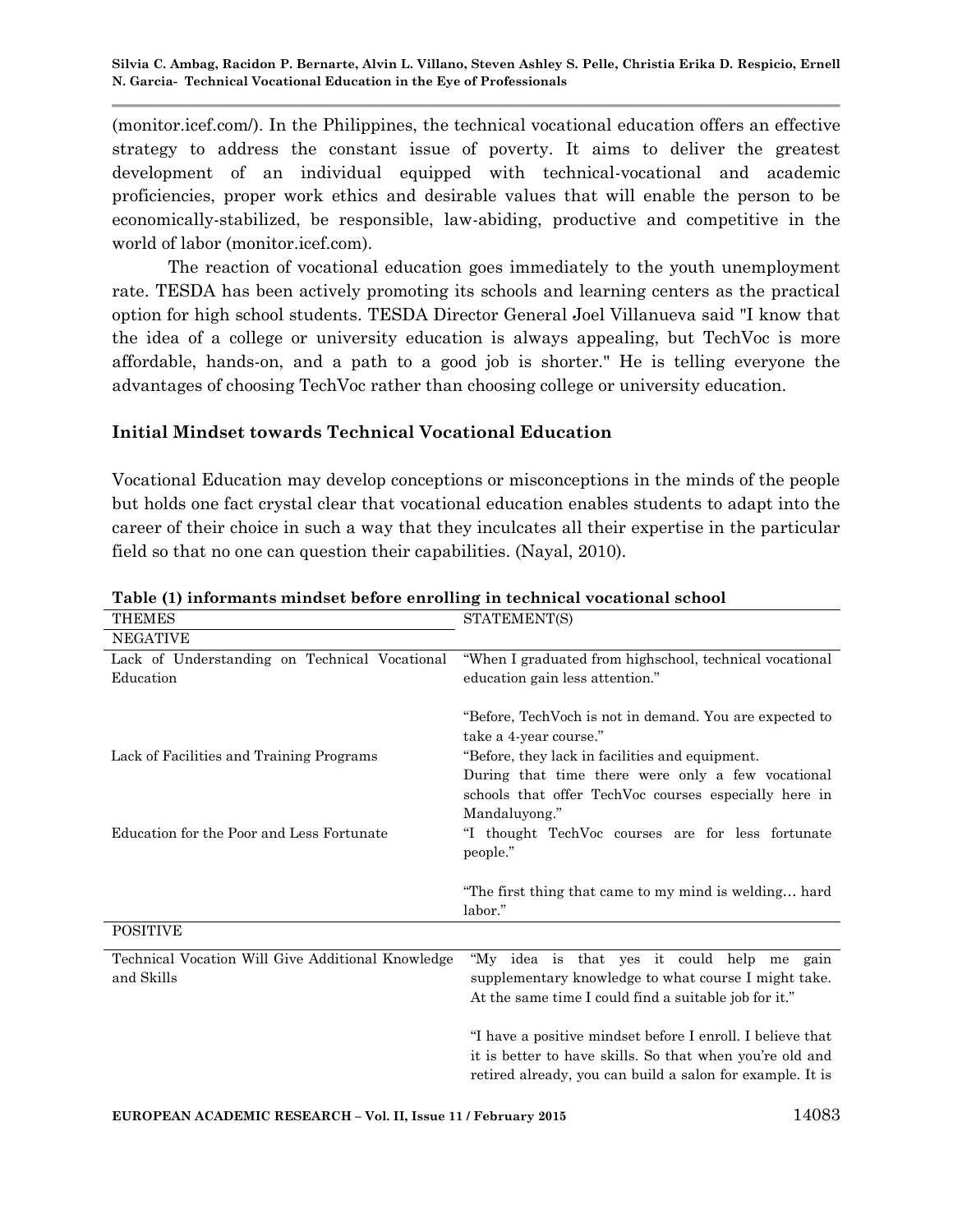(monitor.icef.com/). In the Philippines, the technical vocational education offers an effective strategy to address the constant issue of poverty. It aims to deliver the greatest development of an individual equipped with technical-vocational and academic proficiencies, proper work ethics and desirable values that will enable the person to be economically-stabilized, be responsible, law-abiding, productive and competitive in the world of labor (monitor.icef.com).

The reaction of vocational education goes immediately to the youth unemployment rate. TESDA has been actively promoting its schools and learning centers as the practical option for high school students. TESDA Director General Joel Villanueva said "I know that the idea of a college or university education is always appealing, but TechVoc is more affordable, hands-on, and a path to a good job is shorter." He is telling everyone the advantages of choosing TechVoc rather than choosing college or university education.

### Initial Mindset towards Technical Vocational Education

Vocational Education may develop conceptions or misconceptions in the minds of the people but holds one fact crystal clear that vocational education enables students to adapt into the career of their choice in such a way that they inculcates all their expertise in the particular field so that no one can question their capabilities. (Nayal, 2010).

**Table (1) informants mindset before enrolling in technical vocational school**

| THEMES | STATEMENT(S) |
|---|---|
| NEGATIVE | |
| Lack of Understanding on Technical Vocational Education | "When I graduated from highschool, technical vocational education gain less attention." <br><br> "Before, TechVoch is not in demand. You are expected to take a 4-year course." |
| Lack of Facilities and Training Programs | "Before, they lack in facilities and equipment. During that time there were only a few vocational schools that offer TechVoc courses especially here in Mandaluyong." |
| Education for the Poor and Less Fortunate | "I thought TechVoc courses are for less fortunate people." <br><br> "The first thing that came to my mind is welding… hard labor." |
| POSITIVE | |
| Technical Vocation Will Give Additional Knowledge and Skills | "My idea is that yes it could help me gain supplementary knowledge to what course I might take. At the same time I could find a suitable job for it." <br><br> "I have a positive mindset before I enroll. I believe that it is better to have skills. So that when you're old and retired already, you can build a salon for example. It is |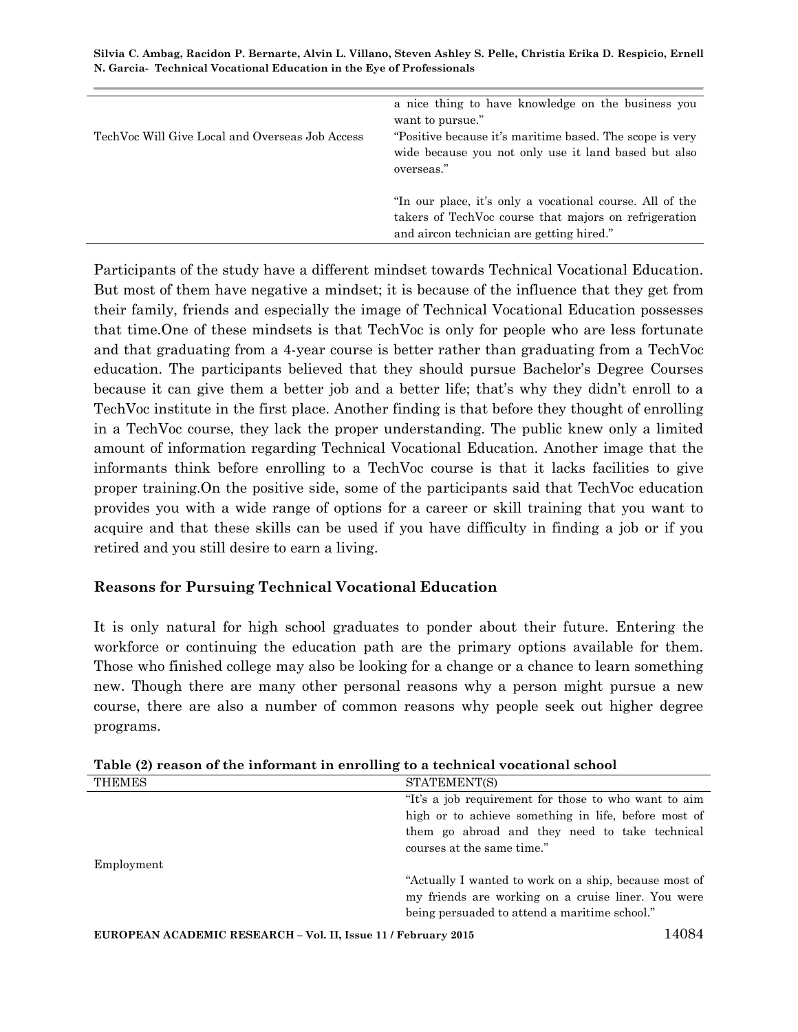| | |
|---|---|
| TechVoc Will Give Local and Overseas Job Access | a nice thing to have knowledge on the business you want to pursue." "Positive because it's maritime based. The scope is very wide because you not only use it land based but also overseas." "In our place, it's only a vocational course. All of the takers of TechVoc course that majors on refrigeration and aircon technician are getting hired." |

Participants of the study have a different mindset towards Technical Vocational Education. But most of them have negative a mindset; it is because of the influence that they get from their family, friends and especially the image of Technical Vocational Education possesses that time.One of these mindsets is that TechVoc is only for people who are less fortunate and that graduating from a 4-year course is better rather than graduating from a TechVoc education. The participants believed that they should pursue Bachelor's Degree Courses because it can give them a better job and a better life; that's why they didn't enroll to a TechVoc institute in the first place. Another finding is that before they thought of enrolling in a TechVoc course, they lack the proper understanding. The public knew only a limited amount of information regarding Technical Vocational Education. Another image that the informants think before enrolling to a TechVoc course is that it lacks facilities to give proper training.On the positive side, some of the participants said that TechVoc education provides you with a wide range of options for a career or skill training that you want to acquire and that these skills can be used if you have difficulty in finding a job or if you retired and you still desire to earn a living.

## Reasons for Pursuing Technical Vocational Education

It is only natural for high school graduates to ponder about their future. Entering the workforce or continuing the education path are the primary options available for them. Those who finished college may also be looking for a change or a chance to learn something new. Though there are many other personal reasons why a person might pursue a new course, there are also a number of common reasons why people seek out higher degree programs.

**Table (2) reason of the informant in enrolling to a technical vocational school**

| THEMES | STATEMENT(S) |
|---|---|
| Employment | "It's a job requirement for those to who want to aim high or to achieve something in life, before most of them go abroad and they need to take technical courses at the same time." "Actually I wanted to work on a ship, because most of my friends are working on a cruise liner. You were being persuaded to attend a maritime school." |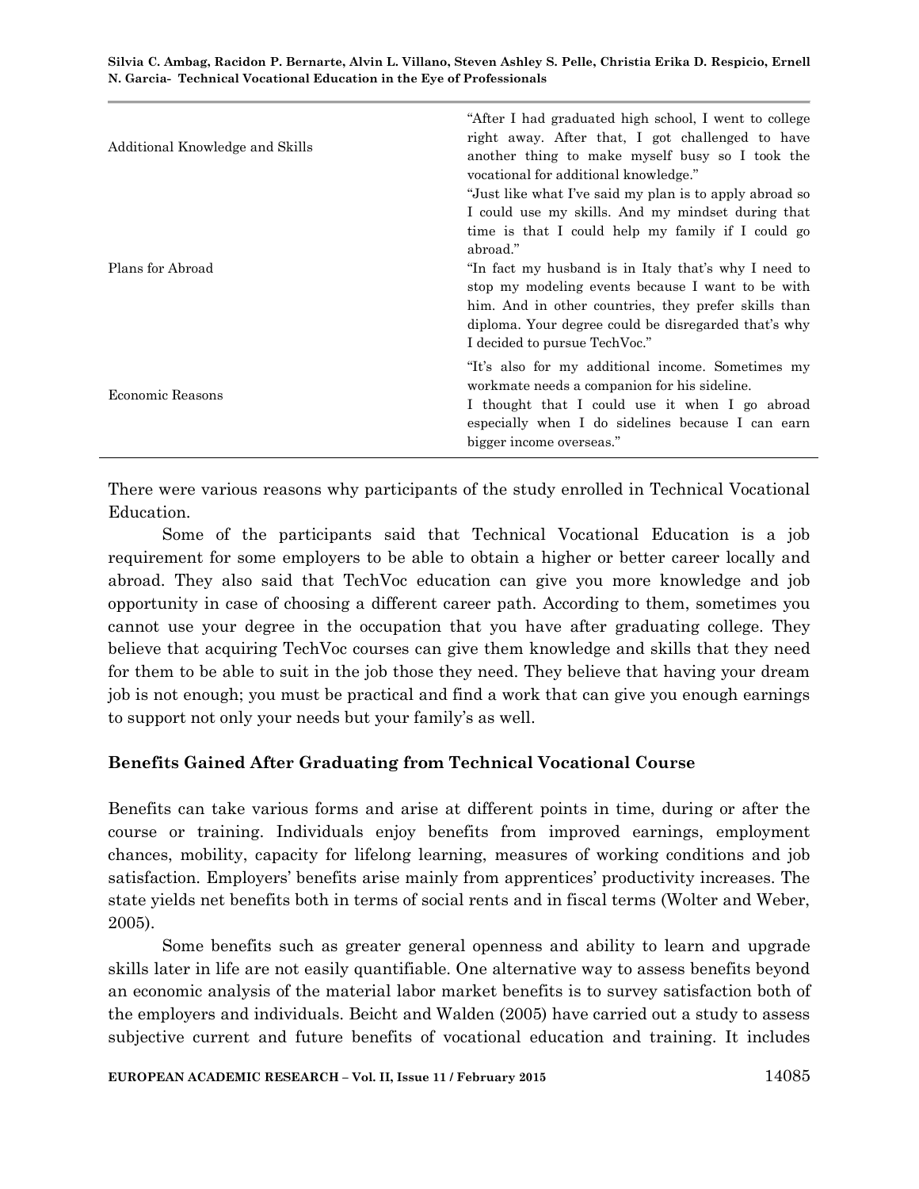| | |
|---|---|
| Additional Knowledge and Skills | "After I had graduated high school, I went to college right away. After that, I got challenged to have another thing to make myself busy so I took the vocational for additional knowledge." |
| Plans for Abroad | "Just like what I've said my plan is to apply abroad so I could use my skills. And my mindset during that time is that I could help my family if I could go abroad." "In fact my husband is in Italy that's why I need to stop my modeling events because I want to be with him. And in other countries, they prefer skills than diploma. Your degree could be disregarded that's why I decided to pursue TechVoc." |
| Economic Reasons | "It's also for my additional income. Sometimes my workmate needs a companion for his sideline. I thought that I could use it when I go abroad especially when I do sidelines because I can earn bigger income overseas." |

There were various reasons why participants of the study enrolled in Technical Vocational Education.

Some of the participants said that Technical Vocational Education is a job requirement for some employers to be able to obtain a higher or better career locally and abroad. They also said that TechVoc education can give you more knowledge and job opportunity in case of choosing a different career path. According to them, sometimes you cannot use your degree in the occupation that you have after graduating college. They believe that acquiring TechVoc courses can give them knowledge and skills that they need for them to be able to suit in the job those they need. They believe that having your dream job is not enough; you must be practical and find a work that can give you enough earnings to support not only your needs but your family's as well.

### Benefits Gained After Graduating from Technical Vocational Course

Benefits can take various forms and arise at different points in time, during or after the course or training. Individuals enjoy benefits from improved earnings, employment chances, mobility, capacity for lifelong learning, measures of working conditions and job satisfaction. Employers' benefits arise mainly from apprentices' productivity increases. The state yields net benefits both in terms of social rents and in fiscal terms (Wolter and Weber, 2005).

Some benefits such as greater general openness and ability to learn and upgrade skills later in life are not easily quantifiable. One alternative way to assess benefits beyond an economic analysis of the material labor market benefits is to survey satisfaction both of the employers and individuals. Beicht and Walden (2005) have carried out a study to assess subjective current and future benefits of vocational education and training. It includes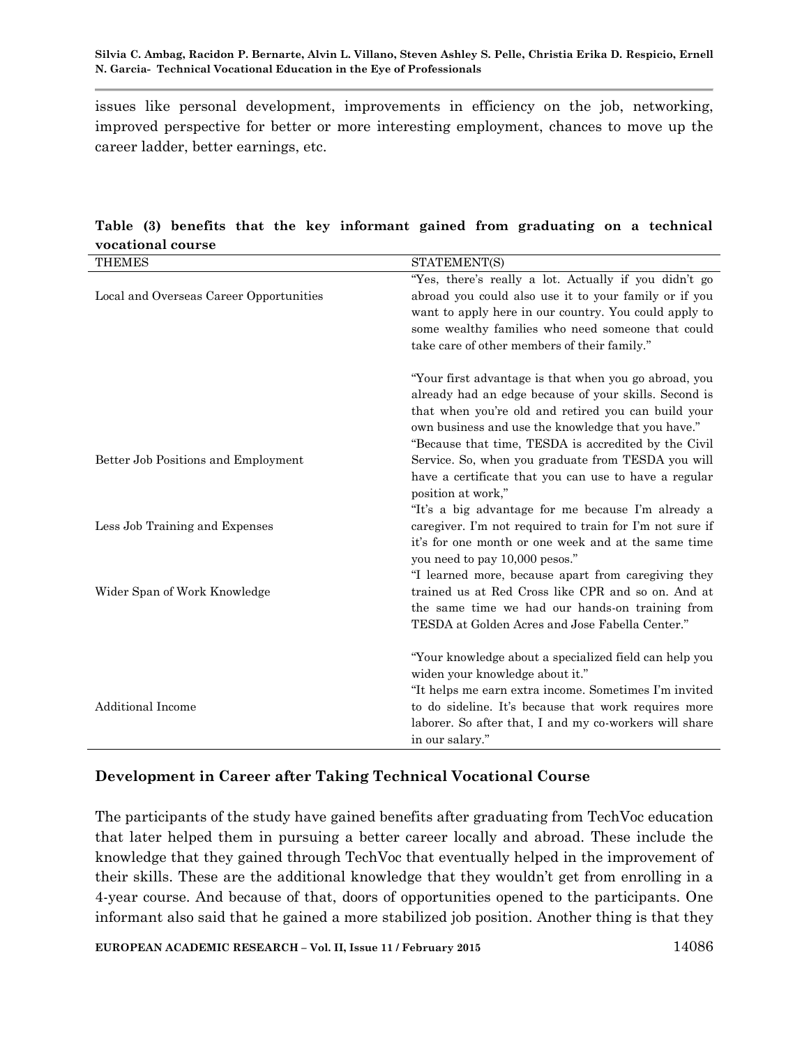issues like personal development, improvements in efficiency on the job, networking, improved perspective for better or more interesting employment, chances to move up the career ladder, better earnings, etc.

**Table (3) benefits that the key informant gained from graduating on a technical vocational course**

| THEMES | STATEMENT(S) |
|---|---|
| Local and Overseas Career Opportunities | "Yes, there's really a lot. Actually if you didn't go abroad you could also use it to your family or if you want to apply here in our country. You could apply to some wealthy families who need someone that could take care of other members of their family." "Your first advantage is that when you go abroad, you already had an edge because of your skills. Second is that when you're old and retired you can build your own business and use the knowledge that you have." |
| Better Job Positions and Employment | "Because that time, TESDA is accredited by the Civil Service. So, when you graduate from TESDA you will have a certificate that you can use to have a regular position at work," |
| Less Job Training and Expenses | "It's a big advantage for me because I'm already a caregiver. I'm not required to train for I'm not sure if it's for one month or one week and at the same time you need to pay 10,000 pesos." |
| Wider Span of Work Knowledge | "I learned more, because apart from caregiving they trained us at Red Cross like CPR and so on. And at the same time we had our hands-on training from TESDA at Golden Acres and Jose Fabella Center." "Your knowledge about a specialized field can help you widen your knowledge about it." |
| Additional Income | "It helps me earn extra income. Sometimes I'm invited to do sideline. It's because that work requires more laborer. So after that, I and my co-workers will share in our salary." |

## Development in Career after Taking Technical Vocational Course

The participants of the study have gained benefits after graduating from TechVoc education that later helped them in pursuing a better career locally and abroad. These include the knowledge that they gained through TechVoc that eventually helped in the improvement of their skills. These are the additional knowledge that they wouldn't get from enrolling in a 4-year course. And because of that, doors of opportunities opened to the participants. One informant also said that he gained a more stabilized job position. Another thing is that they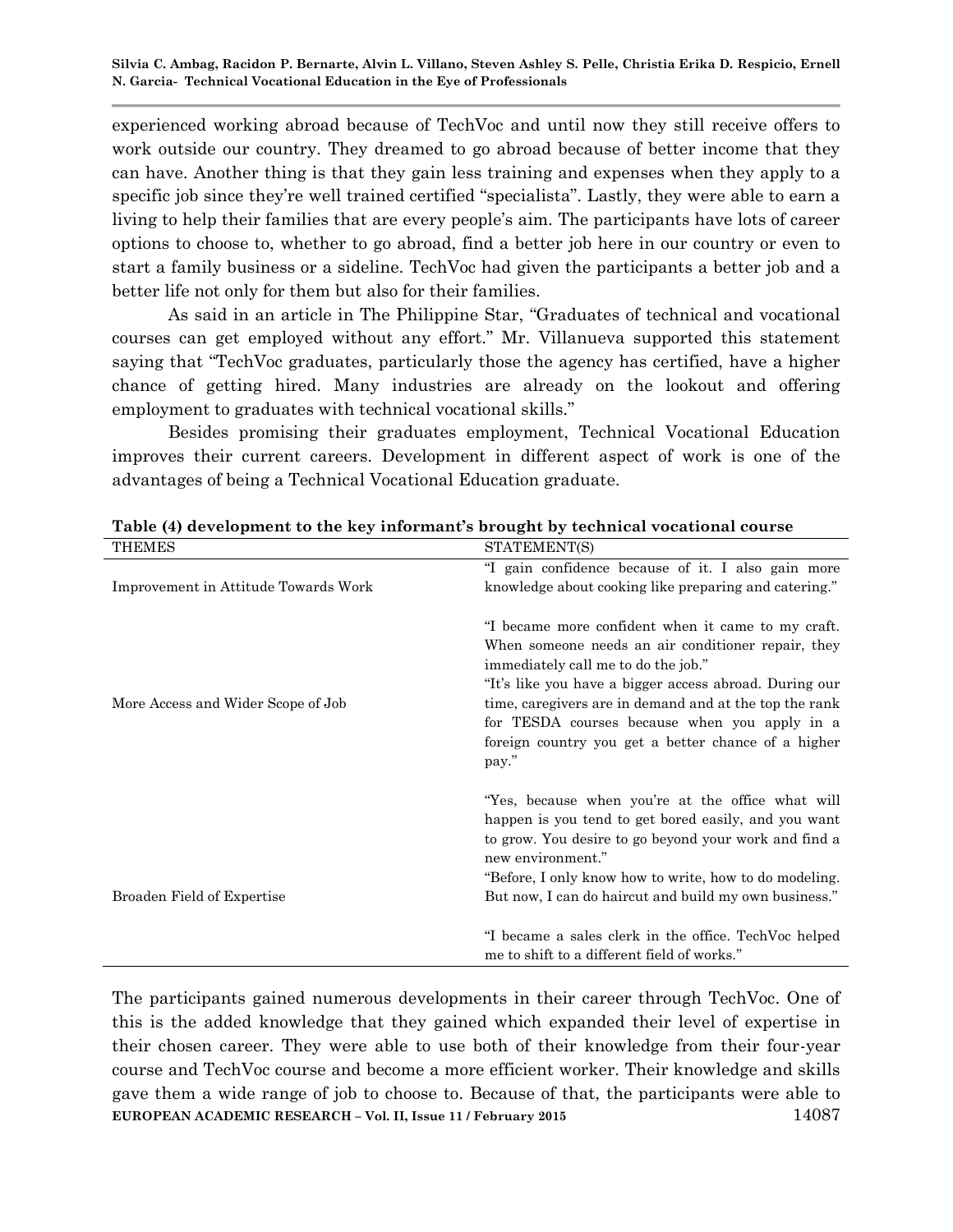experienced working abroad because of TechVoc and until now they still receive offers to work outside our country. They dreamed to go abroad because of better income that they can have. Another thing is that they gain less training and expenses when they apply to a specific job since they're well trained certified "specialista". Lastly, they were able to earn a living to help their families that are every people's aim. The participants have lots of career options to choose to, whether to go abroad, find a better job here in our country or even to start a family business or a sideline. TechVoc had given the participants a better job and a better life not only for them but also for their families.

As said in an article in The Philippine Star, "Graduates of technical and vocational courses can get employed without any effort." Mr. Villanueva supported this statement saying that "TechVoc graduates, particularly those the agency has certified, have a higher chance of getting hired. Many industries are already on the lookout and offering employment to graduates with technical vocational skills."

Besides promising their graduates employment, Technical Vocational Education improves their current careers. Development in different aspect of work is one of the advantages of being a Technical Vocational Education graduate.

**Table (4) development to the key informant's brought by technical vocational course**

| THEMES | STATEMENT(S) |
|---|---|
| Improvement in Attitude Towards Work | "I gain confidence because of it. I also gain more knowledge about cooking like preparing and catering." |
| | "I became more confident when it came to my craft. When someone needs an air conditioner repair, they immediately call me to do the job." |
| More Access and Wider Scope of Job | "It's like you have a bigger access abroad. During our time, caregivers are in demand and at the top the rank for TESDA courses because when you apply in a foreign country you get a better chance of a higher pay." |
| | "Yes, because when you're at the office what will happen is you tend to get bored easily, and you want to grow. You desire to go beyond your work and find a new environment." |
| Broaden Field of Expertise | "Before, I only know how to write, how to do modeling. But now, I can do haircut and build my own business." |
| | "I became a sales clerk in the office. TechVoc helped me to shift to a different field of works." |

The participants gained numerous developments in their career through TechVoc. One of this is the added knowledge that they gained which expanded their level of expertise in their chosen career. They were able to use both of their knowledge from their four-year course and TechVoc course and become a more efficient worker. Their knowledge and skills gave them a wide range of job to choose to. Because of that, the participants were able to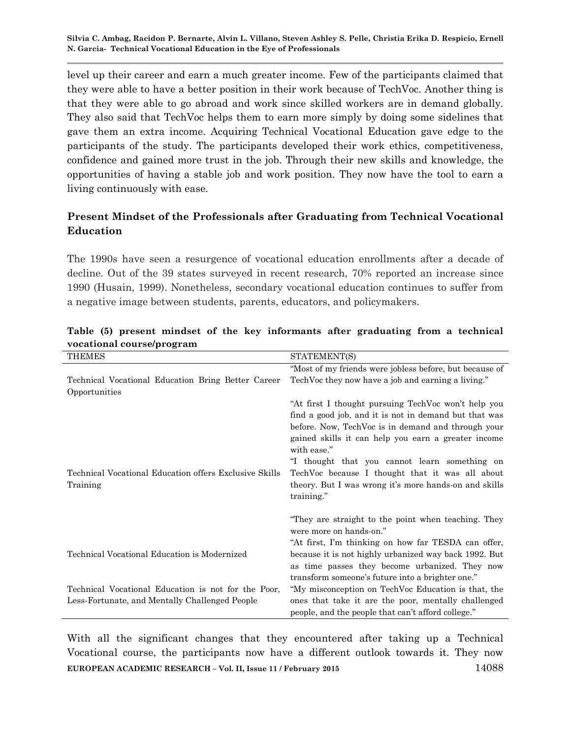level up their career and earn a much greater income. Few of the participants claimed that they were able to have a better position in their work because of TechVoc. Another thing is that they were able to go abroad and work since skilled workers are in demand globally. They also said that TechVoc helps them to earn more simply by doing some sidelines that gave them an extra income. Acquiring Technical Vocational Education gave edge to the participants of the study. The participants developed their work ethics, competitiveness, confidence and gained more trust in the job. Through their new skills and knowledge, the opportunities of having a stable job and work position. They now have the tool to earn a living continuously with ease.

## Present Mindset of the Professionals after Graduating from Technical Vocational Education

The 1990s have seen a resurgence of vocational education enrollments after a decade of decline. Out of the 39 states surveyed in recent research, 70% reported an increase since 1990 (Husain, 1999). Nonetheless, secondary vocational education continues to suffer from a negative image between students, parents, educators, and policymakers.

**Table (5) present mindset of the key informants after graduating from a technical vocational course/program**

| THEMES | STATEMENT(S) |
|---|---|
| Technical Vocational Education Bring Better Career Opportunities | "Most of my friends were jobless before, but because of TechVoc they now have a job and earning a living." |
| | "At first I thought pursuing TechVoc won't help you find a good job, and it is not in demand but that was before. Now, TechVoc is in demand and through your gained skills it can help you earn a greater income with ease." |
| Technical Vocational Education offers Exclusive Skills Training | "I thought that you cannot learn something on TechVoc because I thought that it was all about theory. But I was wrong it's more hands-on and skills training." |
| | "They are straight to the point when teaching. They were more on hands-on." |
| Technical Vocational Education is Modernized | "At first, I'm thinking on how far TESDA can offer, because it is not highly urbanized way back 1992. But as time passes they become urbanized. They now transform someone's future into a brighter one." |
| Technical Vocational Education is not for the Poor, Less-Fortunate, and Mentally Challenged People | "My misconception on TechVoc Education is that, the ones that take it are the poor, mentally challenged people, and the people that can't afford college." |

With all the significant changes that they encountered after taking up a Technical Vocational course, the participants now have a different outlook towards it. They now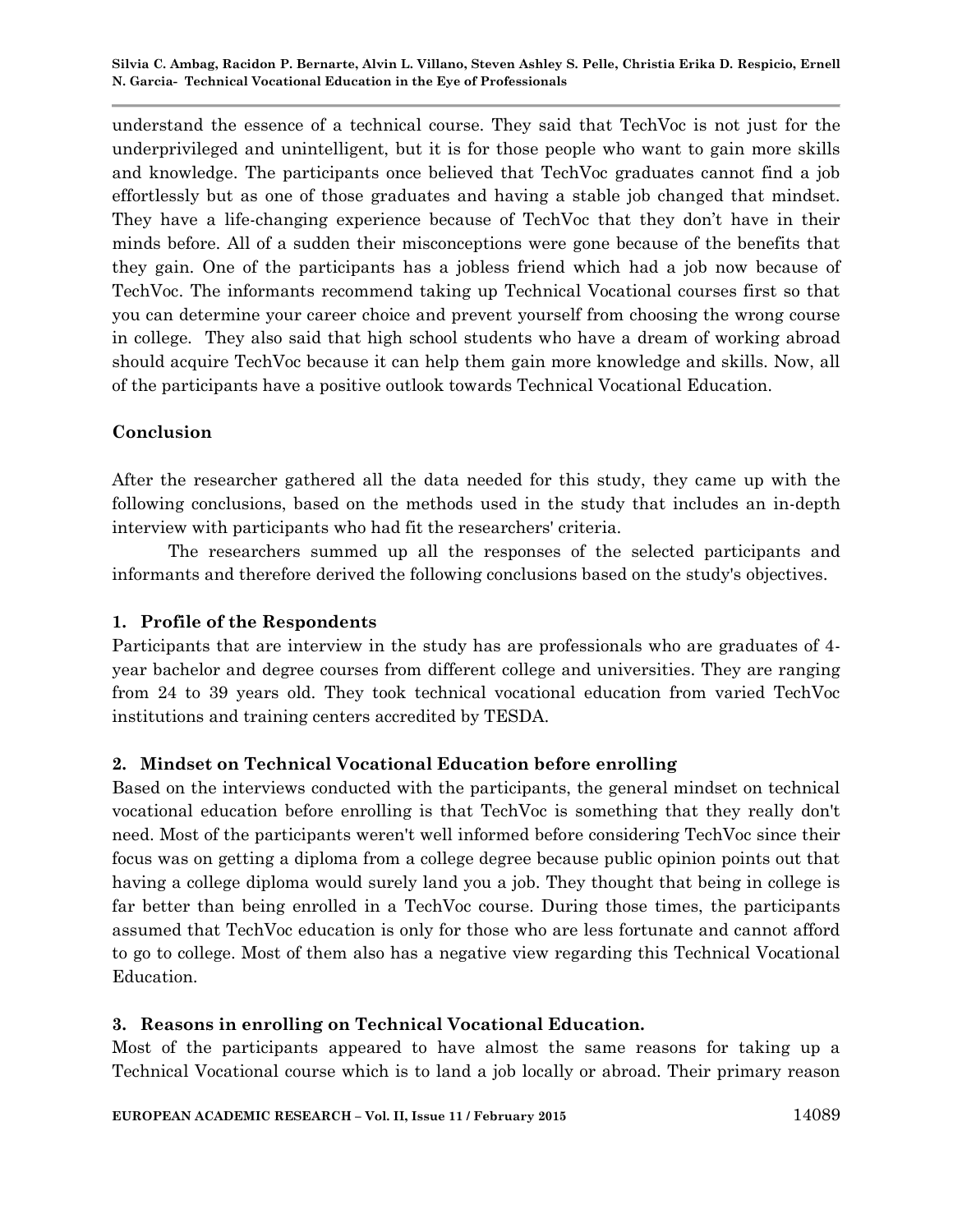understand the essence of a technical course. They said that TechVoc is not just for the underprivileged and unintelligent, but it is for those people who want to gain more skills and knowledge. The participants once believed that TechVoc graduates cannot find a job effortlessly but as one of those graduates and having a stable job changed that mindset. They have a life-changing experience because of TechVoc that they don't have in their minds before. All of a sudden their misconceptions were gone because of the benefits that they gain. One of the participants has a jobless friend which had a job now because of TechVoc. The informants recommend taking up Technical Vocational courses first so that you can determine your career choice and prevent yourself from choosing the wrong course in college. They also said that high school students who have a dream of working abroad should acquire TechVoc because it can help them gain more knowledge and skills. Now, all of the participants have a positive outlook towards Technical Vocational Education.

## Conclusion

After the researcher gathered all the data needed for this study, they came up with the following conclusions, based on the methods used in the study that includes an in-depth interview with participants who had fit the researchers' criteria.

The researchers summed up all the responses of the selected participants and informants and therefore derived the following conclusions based on the study's objectives.

### 1. Profile of the Respondents

Participants that are interview in the study has are professionals who are graduates of 4-year bachelor and degree courses from different college and universities. They are ranging from 24 to 39 years old. They took technical vocational education from varied TechVoc institutions and training centers accredited by TESDA.

### 2. Mindset on Technical Vocational Education before enrolling

Based on the interviews conducted with the participants, the general mindset on technical vocational education before enrolling is that TechVoc is something that they really don't need. Most of the participants weren't well informed before considering TechVoc since their focus was on getting a diploma from a college degree because public opinion points out that having a college diploma would surely land you a job. They thought that being in college is far better than being enrolled in a TechVoc course. During those times, the participants assumed that TechVoc education is only for those who are less fortunate and cannot afford to go to college. Most of them also has a negative view regarding this Technical Vocational Education.

### 3. Reasons in enrolling on Technical Vocational Education.

Most of the participants appeared to have almost the same reasons for taking up a Technical Vocational course which is to land a job locally or abroad. Their primary reason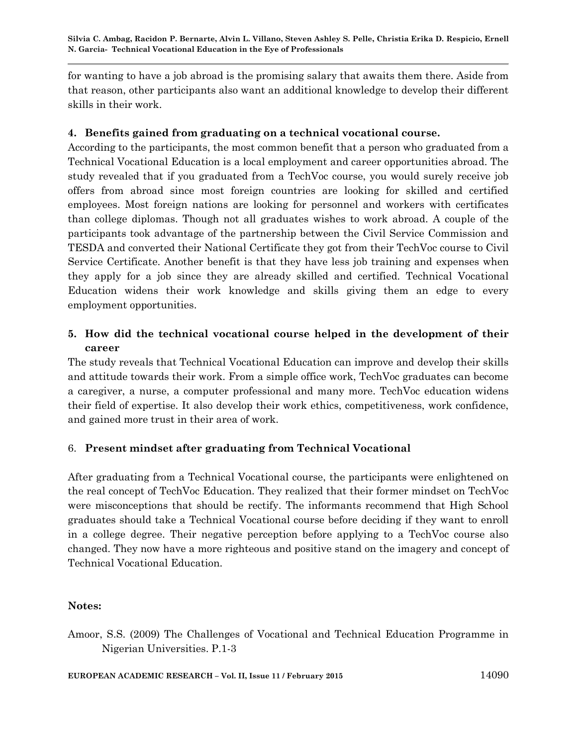for wanting to have a job abroad is the promising salary that awaits them there. Aside from that reason, other participants also want an additional knowledge to develop their different skills in their work.

**4. Benefits gained from graduating on a technical vocational course.**

According to the participants, the most common benefit that a person who graduated from a Technical Vocational Education is a local employment and career opportunities abroad. The study revealed that if you graduated from a TechVoc course, you would surely receive job offers from abroad since most foreign countries are looking for skilled and certified employees. Most foreign nations are looking for personnel and workers with certificates than college diplomas. Though not all graduates wishes to work abroad. A couple of the participants took advantage of the partnership between the Civil Service Commission and TESDA and converted their National Certificate they got from their TechVoc course to Civil Service Certificate. Another benefit is that they have less job training and expenses when they apply for a job since they are already skilled and certified. Technical Vocational Education widens their work knowledge and skills giving them an edge to every employment opportunities.

**5. How did the technical vocational course helped in the development of their career**

The study reveals that Technical Vocational Education can improve and develop their skills and attitude towards their work. From a simple office work, TechVoc graduates can become a caregiver, a nurse, a computer professional and many more. TechVoc education widens their field of expertise. It also develop their work ethics, competitiveness, work confidence, and gained more trust in their area of work.

6. **Present mindset after graduating from Technical Vocational**

After graduating from a Technical Vocational course, the participants were enlightened on the real concept of TechVoc Education. They realized that their former mindset on TechVoc were misconceptions that should be rectify. The informants recommend that High School graduates should take a Technical Vocational course before deciding if they want to enroll in a college degree. Their negative perception before applying to a TechVoc course also changed. They now have a more righteous and positive stand on the imagery and concept of Technical Vocational Education.

**Notes:**

Amoor, S.S. (2009) The Challenges of Vocational and Technical Education Programme in Nigerian Universities. P.1-3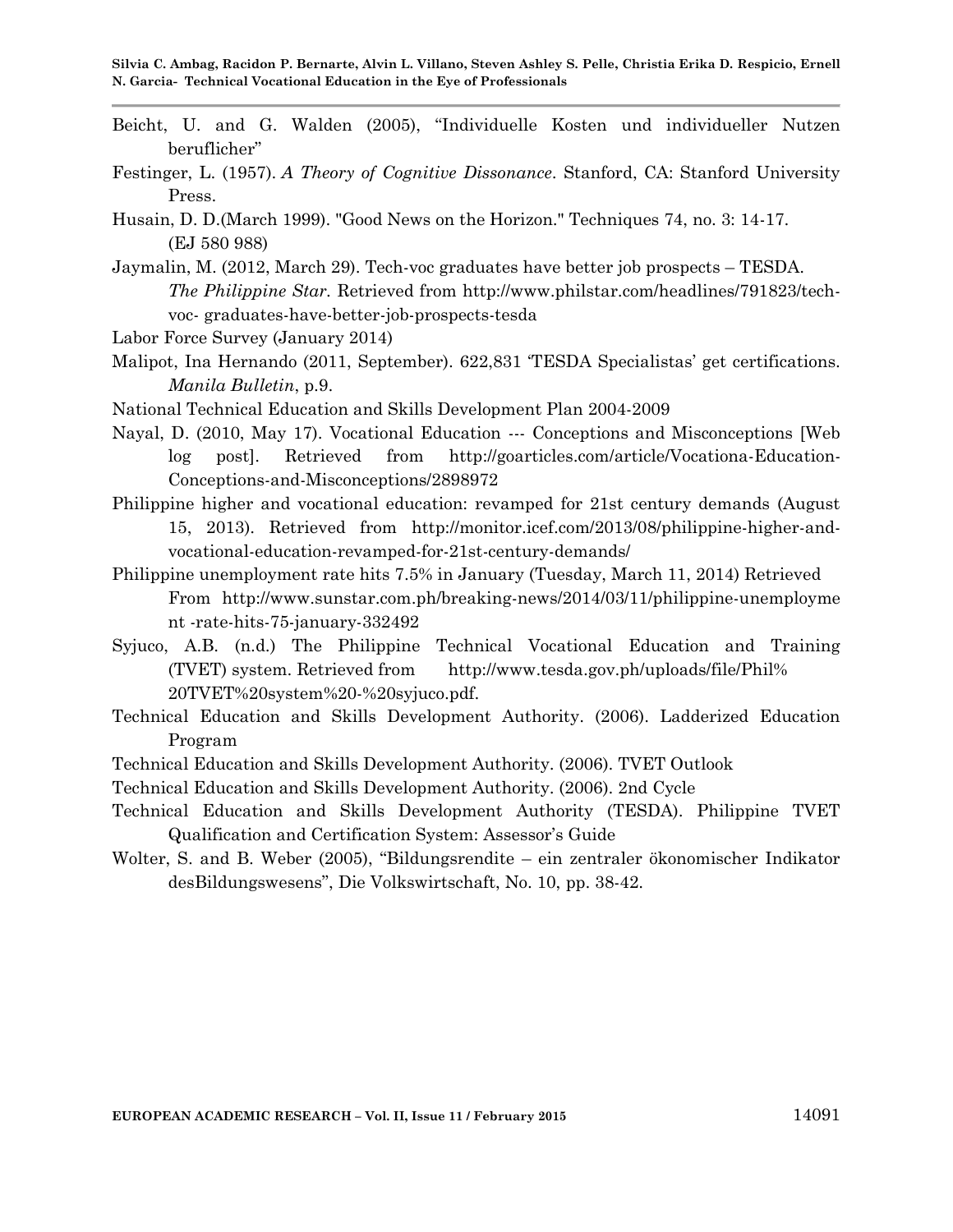Beicht, U. and G. Walden (2005), "Individuelle Kosten und individueller Nutzen beruflicher"

Festinger, L. (1957). *A Theory of Cognitive Dissonance*. Stanford, CA: Stanford University Press.

Husain, D. D.(March 1999). "Good News on the Horizon." Techniques 74, no. 3: 14-17. (EJ 580 988)

Jaymalin, M. (2012, March 29). Tech-voc graduates have better job prospects – TESDA. *The Philippine Star*. Retrieved from http://www.philstar.com/headlines/791823/tech-voc- graduates-have-better-job-prospects-tesda

Labor Force Survey (January 2014)

Malipot, Ina Hernando (2011, September). 622,831 'TESDA Specialistas' get certifications. *Manila Bulletin*, p.9.

National Technical Education and Skills Development Plan 2004-2009

Nayal, D. (2010, May 17). Vocational Education --- Conceptions and Misconceptions [Web log post]. Retrieved from http://goarticles.com/article/Vocationa-Education-Conceptions-and-Misconceptions/2898972

Philippine higher and vocational education: revamped for 21st century demands (August 15, 2013). Retrieved from http://monitor.icef.com/2013/08/philippine-higher-and-vocational-education-revamped-for-21st-century-demands/

Philippine unemployment rate hits 7.5% in January (Tuesday, March 11, 2014) Retrieved From http://www.sunstar.com.ph/breaking-news/2014/03/11/philippine-unemployme nt -rate-hits-75-january-332492

Syjuco, A.B. (n.d.) The Philippine Technical Vocational Education and Training (TVET) system. Retrieved from http://www.tesda.gov.ph/uploads/file/Phil%20TVET%20system%20-%20syjuco.pdf.

Technical Education and Skills Development Authority. (2006). Ladderized Education Program

Technical Education and Skills Development Authority. (2006). TVET Outlook

Technical Education and Skills Development Authority. (2006). 2nd Cycle

Technical Education and Skills Development Authority (TESDA). Philippine TVET Qualification and Certification System: Assessor's Guide

Wolter, S. and B. Weber (2005), "Bildungsrendite – ein zentraler ökonomischer Indikator desBildungswesens", Die Volkswirtschaft, No. 10, pp. 38-42.